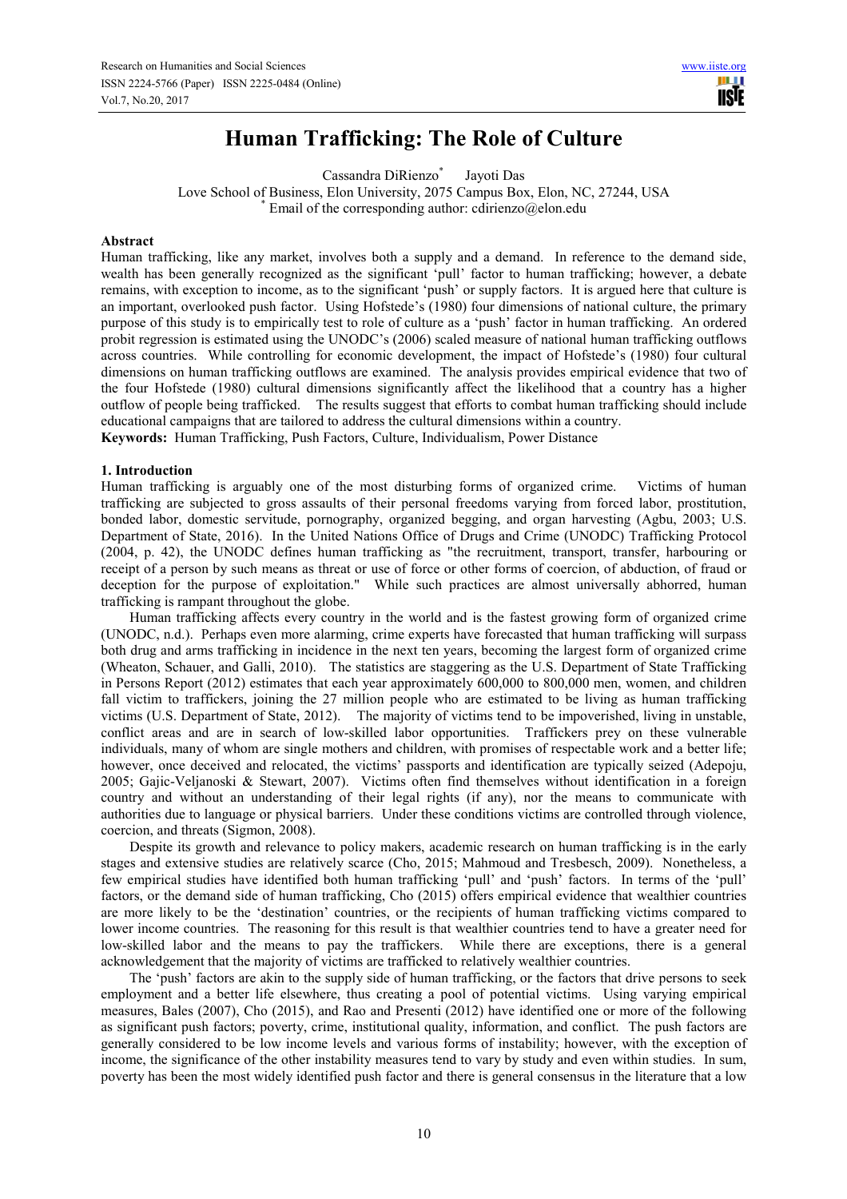# Human Trafficking: The Role of Culture

Cassandra DiRienzo[*] Jayoti Das

Love School of Business, Elon University, 2075 Campus Box, Elon, NC, 27244, USA

[*] Email of the corresponding author: cdirienzo@elon.edu

## Abstract

Human trafficking, like any market, involves both a supply and a demand. In reference to the demand side, wealth has been generally recognized as the significant 'pull' factor to human trafficking; however, a debate remains, with exception to income, as to the significant 'push' or supply factors. It is argued here that culture is an important, overlooked push factor. Using Hofstede's (1980) four dimensions of national culture, the primary purpose of this study is to empirically test to role of culture as a 'push' factor in human trafficking. An ordered probit regression is estimated using the UNODC's (2006) scaled measure of national human trafficking outflows across countries. While controlling for economic development, the impact of Hofstede's (1980) four cultural dimensions on human trafficking outflows are examined. The analysis provides empirical evidence that two of the four Hofstede (1980) cultural dimensions significantly affect the likelihood that a country has a higher outflow of people being trafficked. The results suggest that efforts to combat human trafficking should include educational campaigns that are tailored to address the cultural dimensions within a country.

**Keywords:** Human Trafficking, Push Factors, Culture, Individualism, Power Distance

## 1. Introduction

Human trafficking is arguably one of the most disturbing forms of organized crime. Victims of human trafficking are subjected to gross assaults of their personal freedoms varying from forced labor, prostitution, bonded labor, domestic servitude, pornography, organized begging, and organ harvesting (Agbu, 2003; U.S. Department of State, 2016). In the United Nations Office of Drugs and Crime (UNODC) Trafficking Protocol (2004, p. 42), the UNODC defines human trafficking as "the recruitment, transport, transfer, harbouring or receipt of a person by such means as threat or use of force or other forms of coercion, of abduction, of fraud or deception for the purpose of exploitation." While such practices are almost universally abhorred, human trafficking is rampant throughout the globe.

Human trafficking affects every country in the world and is the fastest growing form of organized crime (UNODC, n.d.). Perhaps even more alarming, crime experts have forecasted that human trafficking will surpass both drug and arms trafficking in incidence in the next ten years, becoming the largest form of organized crime (Wheaton, Schauer, and Galli, 2010). The statistics are staggering as the U.S. Department of State Trafficking in Persons Report (2012) estimates that each year approximately 600,000 to 800,000 men, women, and children fall victim to traffickers, joining the 27 million people who are estimated to be living as human trafficking victims (U.S. Department of State, 2012). The majority of victims tend to be impoverished, living in unstable, conflict areas and are in search of low-skilled labor opportunities. Traffickers prey on these vulnerable individuals, many of whom are single mothers and children, with promises of respectable work and a better life; however, once deceived and relocated, the victims' passports and identification are typically seized (Adepoju, 2005; Gajic-Veljanoski & Stewart, 2007). Victims often find themselves without identification in a foreign country and without an understanding of their legal rights (if any), nor the means to communicate with authorities due to language or physical barriers. Under these conditions victims are controlled through violence, coercion, and threats (Sigmon, 2008).

Despite its growth and relevance to policy makers, academic research on human trafficking is in the early stages and extensive studies are relatively scarce (Cho, 2015; Mahmoud and Tresbesch, 2009). Nonetheless, a few empirical studies have identified both human trafficking 'pull' and 'push' factors. In terms of the 'pull' factors, or the demand side of human trafficking, Cho (2015) offers empirical evidence that wealthier countries are more likely to be the 'destination' countries, or the recipients of human trafficking victims compared to lower income countries. The reasoning for this result is that wealthier countries tend to have a greater need for low-skilled labor and the means to pay the traffickers. While there are exceptions, there is a general acknowledgement that the majority of victims are trafficked to relatively wealthier countries.

The 'push' factors are akin to the supply side of human trafficking, or the factors that drive persons to seek employment and a better life elsewhere, thus creating a pool of potential victims. Using varying empirical measures, Bales (2007), Cho (2015), and Rao and Presenti (2012) have identified one or more of the following as significant push factors; poverty, crime, institutional quality, information, and conflict. The push factors are generally considered to be low income levels and various forms of instability; however, with the exception of income, the significance of the other instability measures tend to vary by study and even within studies. In sum, poverty has been the most widely identified push factor and there is general consensus in the literature that a low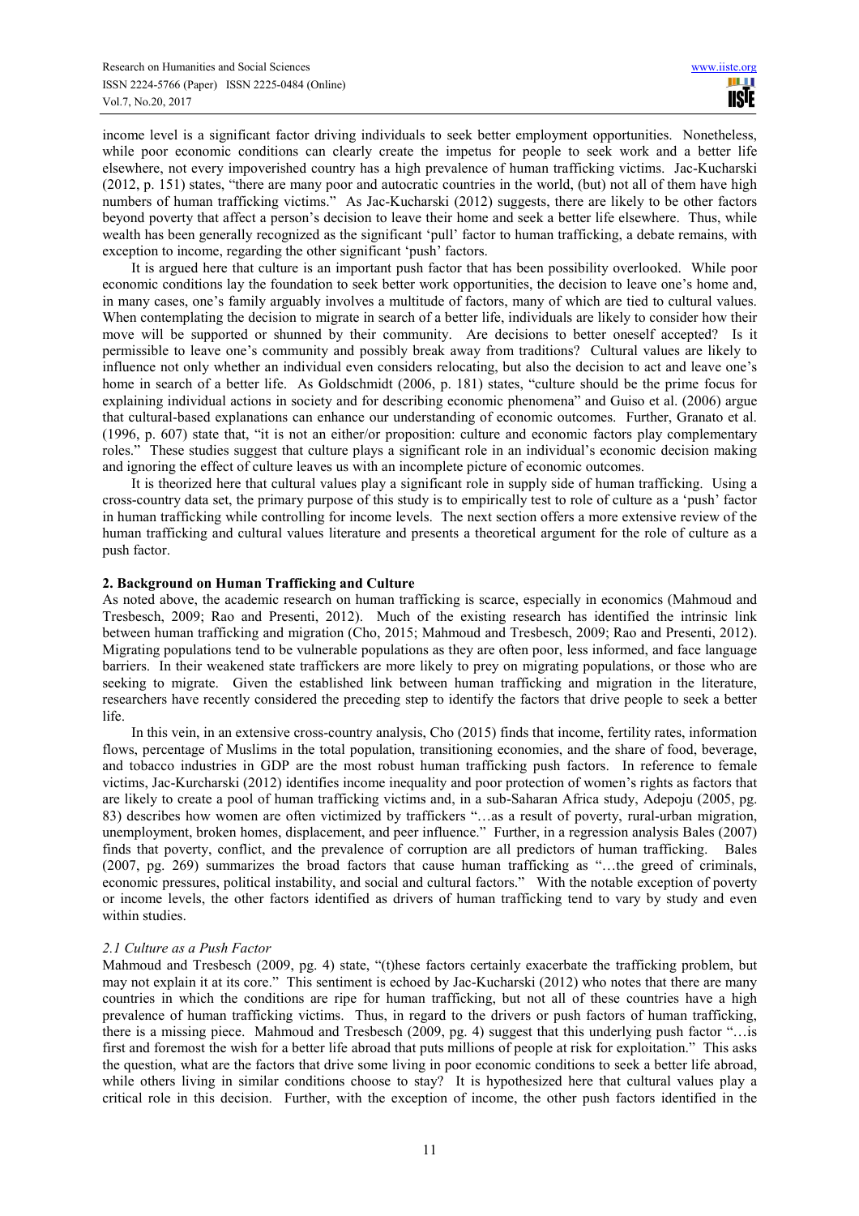income level is a significant factor driving individuals to seek better employment opportunities. Nonetheless, while poor economic conditions can clearly create the impetus for people to seek work and a better life elsewhere, not every impoverished country has a high prevalence of human trafficking victims. Jac-Kucharski (2012, p. 151) states, "there are many poor and autocratic countries in the world, (but) not all of them have high numbers of human trafficking victims." As Jac-Kucharski (2012) suggests, there are likely to be other factors beyond poverty that affect a person's decision to leave their home and seek a better life elsewhere. Thus, while wealth has been generally recognized as the significant 'pull' factor to human trafficking, a debate remains, with exception to income, regarding the other significant 'push' factors.

It is argued here that culture is an important push factor that has been possibility overlooked. While poor economic conditions lay the foundation to seek better work opportunities, the decision to leave one's home and, in many cases, one's family arguably involves a multitude of factors, many of which are tied to cultural values. When contemplating the decision to migrate in search of a better life, individuals are likely to consider how their move will be supported or shunned by their community. Are decisions to better oneself accepted? Is it permissible to leave one's community and possibly break away from traditions? Cultural values are likely to influence not only whether an individual even considers relocating, but also the decision to act and leave one's home in search of a better life. As Goldschmidt (2006, p. 181) states, "culture should be the prime focus for explaining individual actions in society and for describing economic phenomena" and Guiso et al. (2006) argue that cultural-based explanations can enhance our understanding of economic outcomes. Further, Granato et al. (1996, p. 607) state that, "it is not an either/or proposition: culture and economic factors play complementary roles." These studies suggest that culture plays a significant role in an individual's economic decision making and ignoring the effect of culture leaves us with an incomplete picture of economic outcomes.

It is theorized here that cultural values play a significant role in supply side of human trafficking. Using a cross-country data set, the primary purpose of this study is to empirically test to role of culture as a 'push' factor in human trafficking while controlling for income levels. The next section offers a more extensive review of the human trafficking and cultural values literature and presents a theoretical argument for the role of culture as a push factor.

## 2. Background on Human Trafficking and Culture

As noted above, the academic research on human trafficking is scarce, especially in economics (Mahmoud and Tresbesch, 2009; Rao and Presenti, 2012). Much of the existing research has identified the intrinsic link between human trafficking and migration (Cho, 2015; Mahmoud and Tresbesch, 2009; Rao and Presenti, 2012). Migrating populations tend to be vulnerable populations as they are often poor, less informed, and face language barriers. In their weakened state traffickers are more likely to prey on migrating populations, or those who are seeking to migrate. Given the established link between human trafficking and migration in the literature, researchers have recently considered the preceding step to identify the factors that drive people to seek a better life.

In this vein, in an extensive cross-country analysis, Cho (2015) finds that income, fertility rates, information flows, percentage of Muslims in the total population, transitioning economies, and the share of food, beverage, and tobacco industries in GDP are the most robust human trafficking push factors. In reference to female victims, Jac-Kurcharski (2012) identifies income inequality and poor protection of women's rights as factors that are likely to create a pool of human trafficking victims and, in a sub-Saharan Africa study, Adepoju (2005, pg. 83) describes how women are often victimized by traffickers "…as a result of poverty, rural-urban migration, unemployment, broken homes, displacement, and peer influence." Further, in a regression analysis Bales (2007) finds that poverty, conflict, and the prevalence of corruption are all predictors of human trafficking. Bales (2007, pg. 269) summarizes the broad factors that cause human trafficking as "…the greed of criminals, economic pressures, political instability, and social and cultural factors." With the notable exception of poverty or income levels, the other factors identified as drivers of human trafficking tend to vary by study and even within studies.

### *2.1 Culture as a Push Factor*

Mahmoud and Tresbesch (2009, pg. 4) state, "(t)hese factors certainly exacerbate the trafficking problem, but may not explain it at its core." This sentiment is echoed by Jac-Kucharski (2012) who notes that there are many countries in which the conditions are ripe for human trafficking, but not all of these countries have a high prevalence of human trafficking victims. Thus, in regard to the drivers or push factors of human trafficking, there is a missing piece. Mahmoud and Tresbesch (2009, pg. 4) suggest that this underlying push factor "…is first and foremost the wish for a better life abroad that puts millions of people at risk for exploitation." This asks the question, what are the factors that drive some living in poor economic conditions to seek a better life abroad, while others living in similar conditions choose to stay? It is hypothesized here that cultural values play a critical role in this decision. Further, with the exception of income, the other push factors identified in the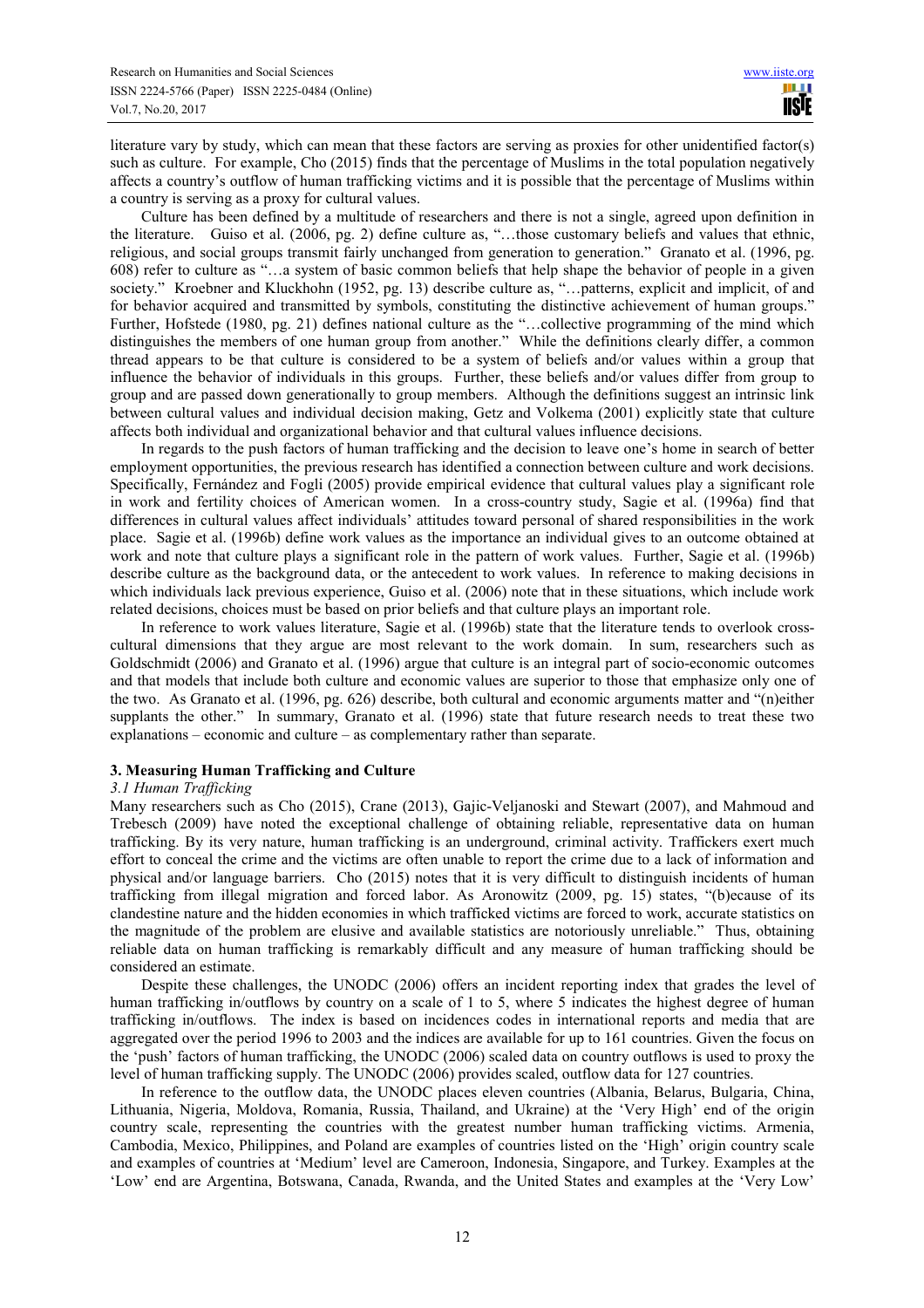literature vary by study, which can mean that these factors are serving as proxies for other unidentified factor(s) such as culture. For example, Cho (2015) finds that the percentage of Muslims in the total population negatively affects a country's outflow of human trafficking victims and it is possible that the percentage of Muslims within a country is serving as a proxy for cultural values.

Culture has been defined by a multitude of researchers and there is not a single, agreed upon definition in the literature. Guiso et al. (2006, pg. 2) define culture as, "…those customary beliefs and values that ethnic, religious, and social groups transmit fairly unchanged from generation to generation." Granato et al. (1996, pg. 608) refer to culture as "…a system of basic common beliefs that help shape the behavior of people in a given society." Kroebner and Kluckhohn (1952, pg. 13) describe culture as, "…patterns, explicit and implicit, of and for behavior acquired and transmitted by symbols, constituting the distinctive achievement of human groups." Further, Hofstede (1980, pg. 21) defines national culture as the "…collective programming of the mind which distinguishes the members of one human group from another." While the definitions clearly differ, a common thread appears to be that culture is considered to be a system of beliefs and/or values within a group that influence the behavior of individuals in this groups. Further, these beliefs and/or values differ from group to group and are passed down generationally to group members. Although the definitions suggest an intrinsic link between cultural values and individual decision making, Getz and Volkema (2001) explicitly state that culture affects both individual and organizational behavior and that cultural values influence decisions.

In regards to the push factors of human trafficking and the decision to leave one's home in search of better employment opportunities, the previous research has identified a connection between culture and work decisions. Specifically, Fernández and Fogli (2005) provide empirical evidence that cultural values play a significant role in work and fertility choices of American women. In a cross-country study, Sagie et al. (1996a) find that differences in cultural values affect individuals' attitudes toward personal of shared responsibilities in the work place. Sagie et al. (1996b) define work values as the importance an individual gives to an outcome obtained at work and note that culture plays a significant role in the pattern of work values. Further, Sagie et al. (1996b) describe culture as the background data, or the antecedent to work values. In reference to making decisions in which individuals lack previous experience, Guiso et al. (2006) note that in these situations, which include work related decisions, choices must be based on prior beliefs and that culture plays an important role.

In reference to work values literature, Sagie et al. (1996b) state that the literature tends to overlook cross-cultural dimensions that they argue are most relevant to the work domain. In sum, researchers such as Goldschmidt (2006) and Granato et al. (1996) argue that culture is an integral part of socio-economic outcomes and that models that include both culture and economic values are superior to those that emphasize only one of the two. As Granato et al. (1996, pg. 626) describe, both cultural and economic arguments matter and "(n)either supplants the other." In summary, Granato et al. (1996) state that future research needs to treat these two explanations – economic and culture – as complementary rather than separate.

## 3. Measuring Human Trafficking and Culture

### *3.1 Human Trafficking*

Many researchers such as Cho (2015), Crane (2013), Gajic-Veljanoski and Stewart (2007), and Mahmoud and Trebesch (2009) have noted the exceptional challenge of obtaining reliable, representative data on human trafficking. By its very nature, human trafficking is an underground, criminal activity. Traffickers exert much effort to conceal the crime and the victims are often unable to report the crime due to a lack of information and physical and/or language barriers. Cho (2015) notes that it is very difficult to distinguish incidents of human trafficking from illegal migration and forced labor. As Aronowitz (2009, pg. 15) states, "(b)ecause of its clandestine nature and the hidden economies in which trafficked victims are forced to work, accurate statistics on the magnitude of the problem are elusive and available statistics are notoriously unreliable." Thus, obtaining reliable data on human trafficking is remarkably difficult and any measure of human trafficking should be considered an estimate.

Despite these challenges, the UNODC (2006) offers an incident reporting index that grades the level of human trafficking in/outflows by country on a scale of 1 to 5, where 5 indicates the highest degree of human trafficking in/outflows. The index is based on incidences codes in international reports and media that are aggregated over the period 1996 to 2003 and the indices are available for up to 161 countries. Given the focus on the 'push' factors of human trafficking, the UNODC (2006) scaled data on country outflows is used to proxy the level of human trafficking supply. The UNODC (2006) provides scaled, outflow data for 127 countries.

In reference to the outflow data, the UNODC places eleven countries (Albania, Belarus, Bulgaria, China, Lithuania, Nigeria, Moldova, Romania, Russia, Thailand, and Ukraine) at the 'Very High' end of the origin country scale, representing the countries with the greatest number human trafficking victims. Armenia, Cambodia, Mexico, Philippines, and Poland are examples of countries listed on the 'High' origin country scale and examples of countries at 'Medium' level are Cameroon, Indonesia, Singapore, and Turkey. Examples at the 'Low' end are Argentina, Botswana, Canada, Rwanda, and the United States and examples at the 'Very Low'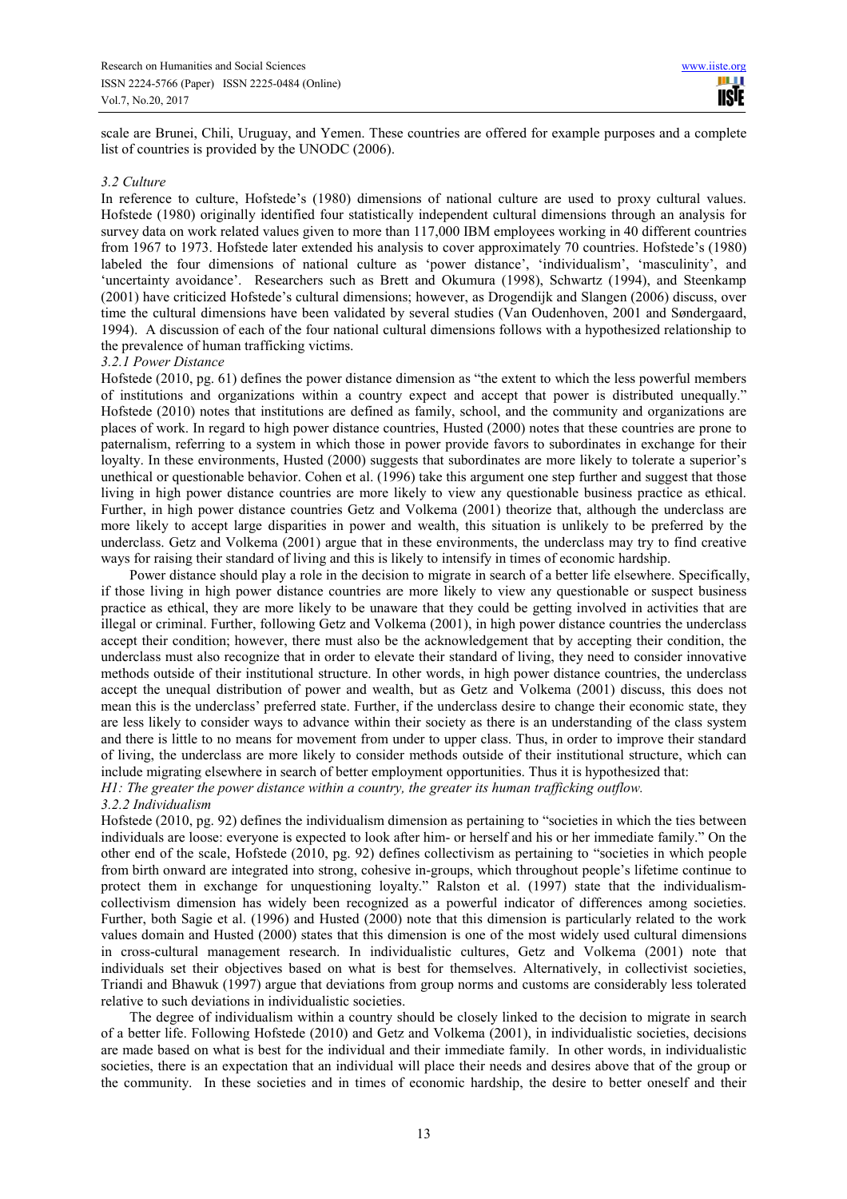scale are Brunei, Chili, Uruguay, and Yemen. These countries are offered for example purposes and a complete list of countries is provided by the UNODC (2006).

### *3.2 Culture*

In reference to culture, Hofstede's (1980) dimensions of national culture are used to proxy cultural values. Hofstede (1980) originally identified four statistically independent cultural dimensions through an analysis for survey data on work related values given to more than 117,000 IBM employees working in 40 different countries from 1967 to 1973. Hofstede later extended his analysis to cover approximately 70 countries. Hofstede's (1980) labeled the four dimensions of national culture as 'power distance', 'individualism', 'masculinity', and 'uncertainty avoidance'. Researchers such as Brett and Okumura (1998), Schwartz (1994), and Steenkamp (2001) have criticized Hofstede's cultural dimensions; however, as Drogendijk and Slangen (2006) discuss, over time the cultural dimensions have been validated by several studies (Van Oudenhoven, 2001 and Søndergaard, 1994). A discussion of each of the four national cultural dimensions follows with a hypothesized relationship to the prevalence of human trafficking victims.

#### *3.2.1 Power Distance*

Hofstede (2010, pg. 61) defines the power distance dimension as "the extent to which the less powerful members of institutions and organizations within a country expect and accept that power is distributed unequally." Hofstede (2010) notes that institutions are defined as family, school, and the community and organizations are places of work. In regard to high power distance countries, Husted (2000) notes that these countries are prone to paternalism, referring to a system in which those in power provide favors to subordinates in exchange for their loyalty. In these environments, Husted (2000) suggests that subordinates are more likely to tolerate a superior's unethical or questionable behavior. Cohen et al. (1996) take this argument one step further and suggest that those living in high power distance countries are more likely to view any questionable business practice as ethical. Further, in high power distance countries Getz and Volkema (2001) theorize that, although the underclass are more likely to accept large disparities in power and wealth, this situation is unlikely to be preferred by the underclass. Getz and Volkema (2001) argue that in these environments, the underclass may try to find creative ways for raising their standard of living and this is likely to intensify in times of economic hardship.

Power distance should play a role in the decision to migrate in search of a better life elsewhere. Specifically, if those living in high power distance countries are more likely to view any questionable or suspect business practice as ethical, they are more likely to be unaware that they could be getting involved in activities that are illegal or criminal. Further, following Getz and Volkema (2001), in high power distance countries the underclass accept their condition; however, there must also be the acknowledgement that by accepting their condition, the underclass must also recognize that in order to elevate their standard of living, they need to consider innovative methods outside of their institutional structure. In other words, in high power distance countries, the underclass accept the unequal distribution of power and wealth, but as Getz and Volkema (2001) discuss, this does not mean this is the underclass' preferred state. Further, if the underclass desire to change their economic state, they are less likely to consider ways to advance within their society as there is an understanding of the class system and there is little to no means for movement from under to upper class. Thus, in order to improve their standard of living, the underclass are more likely to consider methods outside of their institutional structure, which can include migrating elsewhere in search of better employment opportunities. Thus it is hypothesized that:

*H1: The greater the power distance within a country, the greater its human trafficking outflow.*

#### *3.2.2 Individualism*

Hofstede (2010, pg. 92) defines the individualism dimension as pertaining to "societies in which the ties between individuals are loose: everyone is expected to look after him- or herself and his or her immediate family." On the other end of the scale, Hofstede (2010, pg. 92) defines collectivism as pertaining to "societies in which people from birth onward are integrated into strong, cohesive in-groups, which throughout people's lifetime continue to protect them in exchange for unquestioning loyalty." Ralston et al. (1997) state that the individualism-collectivism dimension has widely been recognized as a powerful indicator of differences among societies. Further, both Sagie et al. (1996) and Husted (2000) note that this dimension is particularly related to the work values domain and Husted (2000) states that this dimension is one of the most widely used cultural dimensions in cross-cultural management research. In individualistic cultures, Getz and Volkema (2001) note that individuals set their objectives based on what is best for themselves. Alternatively, in collectivist societies, Triandi and Bhawuk (1997) argue that deviations from group norms and customs are considerably less tolerated relative to such deviations in individualistic societies.

The degree of individualism within a country should be closely linked to the decision to migrate in search of a better life. Following Hofstede (2010) and Getz and Volkema (2001), in individualistic societies, decisions are made based on what is best for the individual and their immediate family. In other words, in individualistic societies, there is an expectation that an individual will place their needs and desires above that of the group or the community. In these societies and in times of economic hardship, the desire to better oneself and their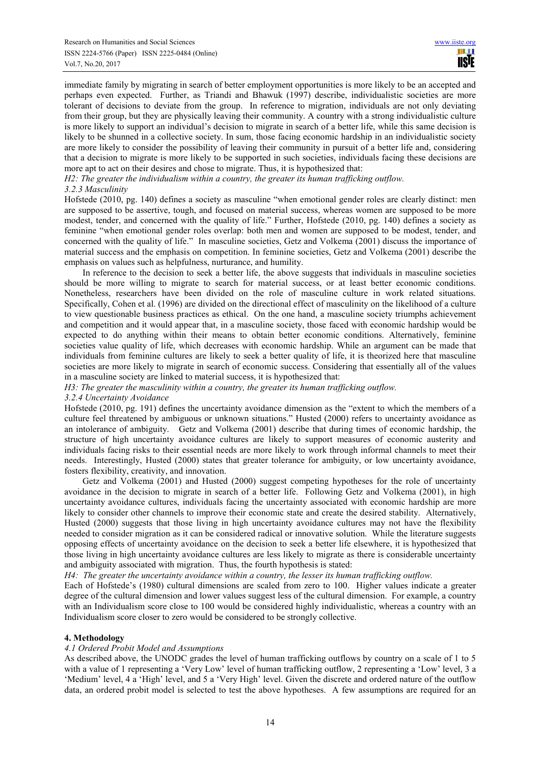immediate family by migrating in search of better employment opportunities is more likely to be an accepted and perhaps even expected. Further, as Triandi and Bhawuk (1997) describe, individualistic societies are more tolerant of decisions to deviate from the group. In reference to migration, individuals are not only deviating from their group, but they are physically leaving their community. A country with a strong individualistic culture is more likely to support an individual's decision to migrate in search of a better life, while this same decision is likely to be shunned in a collective society. In sum, those facing economic hardship in an individualistic society are more likely to consider the possibility of leaving their community in pursuit of a better life and, considering that a decision to migrate is more likely to be supported in such societies, individuals facing these decisions are more apt to act on their desires and chose to migrate. Thus, it is hypothesized that:

*H2: The greater the individualism within a country, the greater its human trafficking outflow.*

### *3.2.3 Masculinity*

Hofstede (2010, pg. 140) defines a society as masculine "when emotional gender roles are clearly distinct: men are supposed to be assertive, tough, and focused on material success, whereas women are supposed to be more modest, tender, and concerned with the quality of life." Further, Hofstede (2010, pg. 140) defines a society as feminine "when emotional gender roles overlap: both men and women are supposed to be modest, tender, and concerned with the quality of life." In masculine societies, Getz and Volkema (2001) discuss the importance of material success and the emphasis on competition. In feminine societies, Getz and Volkema (2001) describe the emphasis on values such as helpfulness, nurturance, and humility.

In reference to the decision to seek a better life, the above suggests that individuals in masculine societies should be more willing to migrate to search for material success, or at least better economic conditions. Nonetheless, researchers have been divided on the role of masculine culture in work related situations. Specifically, Cohen et al. (1996) are divided on the directional effect of masculinity on the likelihood of a culture to view questionable business practices as ethical. On the one hand, a masculine society triumphs achievement and competition and it would appear that, in a masculine society, those faced with economic hardship would be expected to do anything within their means to obtain better economic conditions. Alternatively, feminine societies value quality of life, which decreases with economic hardship. While an argument can be made that individuals from feminine cultures are likely to seek a better quality of life, it is theorized here that masculine societies are more likely to migrate in search of economic success. Considering that essentially all of the values in a masculine society are linked to material success, it is hypothesized that:

*H3: The greater the masculinity within a country, the greater its human trafficking outflow.*

### *3.2.4 Uncertainty Avoidance*

Hofstede (2010, pg. 191) defines the uncertainty avoidance dimension as the "extent to which the members of a culture feel threatened by ambiguous or unknown situations." Husted (2000) refers to uncertainty avoidance as an intolerance of ambiguity. Getz and Volkema (2001) describe that during times of economic hardship, the structure of high uncertainty avoidance cultures are likely to support measures of economic austerity and individuals facing risks to their essential needs are more likely to work through informal channels to meet their needs. Interestingly, Husted (2000) states that greater tolerance for ambiguity, or low uncertainty avoidance, fosters flexibility, creativity, and innovation.

Getz and Volkema (2001) and Husted (2000) suggest competing hypotheses for the role of uncertainty avoidance in the decision to migrate in search of a better life. Following Getz and Volkema (2001), in high uncertainty avoidance cultures, individuals facing the uncertainty associated with economic hardship are more likely to consider other channels to improve their economic state and create the desired stability. Alternatively, Husted (2000) suggests that those living in high uncertainty avoidance cultures may not have the flexibility needed to consider migration as it can be considered radical or innovative solution. While the literature suggests opposing effects of uncertainty avoidance on the decision to seek a better life elsewhere, it is hypothesized that those living in high uncertainty avoidance cultures are less likely to migrate as there is considerable uncertainty and ambiguity associated with migration. Thus, the fourth hypothesis is stated:

*H4: The greater the uncertainty avoidance within a country, the lesser its human trafficking outflow.*

Each of Hofstede's (1980) cultural dimensions are scaled from zero to 100. Higher values indicate a greater degree of the cultural dimension and lower values suggest less of the cultural dimension. For example, a country with an Individualism score close to 100 would be considered highly individualistic, whereas a country with an Individualism score closer to zero would be considered to be strongly collective.

## 4. Methodology

### *4.1 Ordered Probit Model and Assumptions*

As described above, the UNODC grades the level of human trafficking outflows by country on a scale of 1 to 5 with a value of 1 representing a 'Very Low' level of human trafficking outflow, 2 representing a 'Low' level, 3 a 'Medium' level, 4 a 'High' level, and 5 a 'Very High' level. Given the discrete and ordered nature of the outflow data, an ordered probit model is selected to test the above hypotheses. A few assumptions are required for an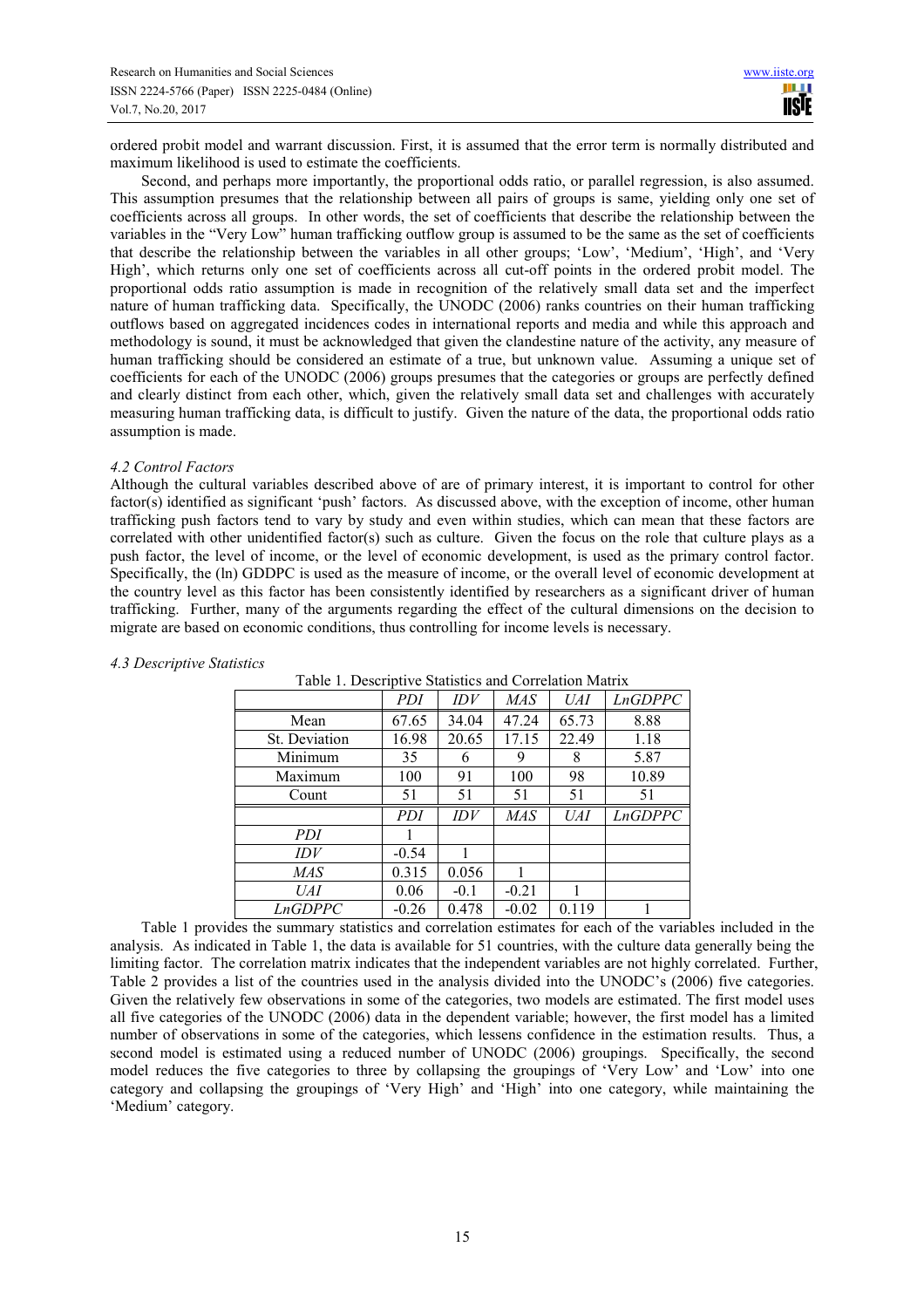ordered probit model and warrant discussion. First, it is assumed that the error term is normally distributed and maximum likelihood is used to estimate the coefficients.

Second, and perhaps more importantly, the proportional odds ratio, or parallel regression, is also assumed. This assumption presumes that the relationship between all pairs of groups is same, yielding only one set of coefficients across all groups. In other words, the set of coefficients that describe the relationship between the variables in the "Very Low" human trafficking outflow group is assumed to be the same as the set of coefficients that describe the relationship between the variables in all other groups; 'Low', 'Medium', 'High', and 'Very High', which returns only one set of coefficients across all cut-off points in the ordered probit model. The proportional odds ratio assumption is made in recognition of the relatively small data set and the imperfect nature of human trafficking data. Specifically, the UNODC (2006) ranks countries on their human trafficking outflows based on aggregated incidences codes in international reports and media and while this approach and methodology is sound, it must be acknowledged that given the clandestine nature of the activity, any measure of human trafficking should be considered an estimate of a true, but unknown value. Assuming a unique set of coefficients for each of the UNODC (2006) groups presumes that the categories or groups are perfectly defined and clearly distinct from each other, which, given the relatively small data set and challenges with accurately measuring human trafficking data, is difficult to justify. Given the nature of the data, the proportional odds ratio assumption is made.

### *4.2 Control Factors*

Although the cultural variables described above of are of primary interest, it is important to control for other factor(s) identified as significant 'push' factors. As discussed above, with the exception of income, other human trafficking push factors tend to vary by study and even within studies, which can mean that these factors are correlated with other unidentified factor(s) such as culture. Given the focus on the role that culture plays as a push factor, the level of income, or the level of economic development, is used as the primary control factor. Specifically, the (ln) GDDPC is used as the measure of income, or the overall level of economic development at the country level as this factor has been consistently identified by researchers as a significant driver of human trafficking. Further, many of the arguments regarding the effect of the cultural dimensions on the decision to migrate are based on economic conditions, thus controlling for income levels is necessary.

### *4.3 Descriptive Statistics*

Table 1. Descriptive Statistics and Correlation Matrix

| | *PDI* | *IDV* | *MAS* | *UAI* | *LnGDPPC* |
|---|---|---|---|---|---|
| Mean | 67.65 | 34.04 | 47.24 | 65.73 | 8.88 |
| St. Deviation | 16.98 | 20.65 | 17.15 | 22.49 | 1.18 |
| Minimum | 35 | 6 | 9 | 8 | 5.87 |
| Maximum | 100 | 91 | 100 | 98 | 10.89 |
| Count | 51 | 51 | 51 | 51 | 51 |
| | *PDI* | *IDV* | *MAS* | *UAI* | *LnGDPPC* |
| *PDI* | 1 | | | | |
| *IDV* | -0.54 | 1 | | | |
| *MAS* | 0.315 | 0.056 | 1 | | |
| *UAI* | 0.06 | -0.1 | -0.21 | 1 | |
| *LnGDPPC* | -0.26 | 0.478 | -0.02 | 0.119 | 1 |

Table 1 provides the summary statistics and correlation estimates for each of the variables included in the analysis. As indicated in Table 1, the data is available for 51 countries, with the culture data generally being the limiting factor. The correlation matrix indicates that the independent variables are not highly correlated. Further, Table 2 provides a list of the countries used in the analysis divided into the UNODC's (2006) five categories. Given the relatively few observations in some of the categories, two models are estimated. The first model uses all five categories of the UNODC (2006) data in the dependent variable; however, the first model has a limited number of observations in some of the categories, which lessens confidence in the estimation results. Thus, a second model is estimated using a reduced number of UNODC (2006) groupings. Specifically, the second model reduces the five categories to three by collapsing the groupings of 'Very Low' and 'Low' into one category and collapsing the groupings of 'Very High' and 'High' into one category, while maintaining the 'Medium' category.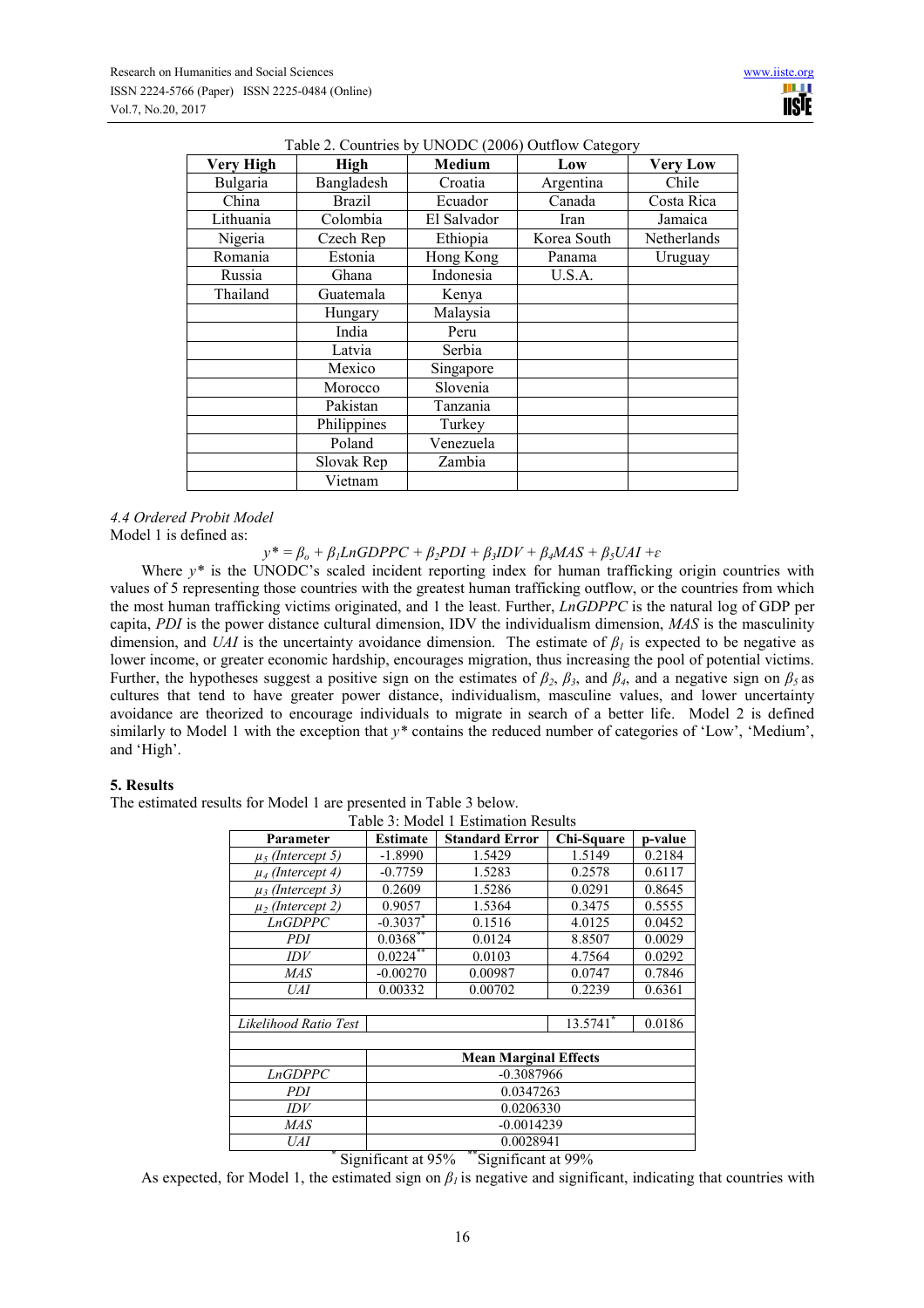Table 2. Countries by UNODC (2006) Outflow Category

| Very High | High | Medium | Low | Very Low |
|---|---|---|---|---|
| Bulgaria | Bangladesh | Croatia | Argentina | Chile |
| China | Brazil | Ecuador | Canada | Costa Rica |
| Lithuania | Colombia | El Salvador | Iran | Jamaica |
| Nigeria | Czech Rep | Ethiopia | Korea South | Netherlands |
| Romania | Estonia | Hong Kong | Panama | Uruguay |
| Russia | Ghana | Indonesia | U.S.A. | |
| Thailand | Guatemala | Kenya | | |
| | Hungary | Malaysia | | |
| | India | Peru | | |
| | Latvia | Serbia | | |
| | Mexico | Singapore | | |
| | Morocco | Slovenia | | |
| | Pakistan | Tanzania | | |
| | Philippines | Turkey | | |
| | Poland | Venezuela | | |
| | Slovak Rep | Zambia | | |
| | Vietnam | | | |

### *4.4 Ordered Probit Model*

Model 1 is defined as:

$$y^* = \beta_o + \beta_1 LnGDPPC + \beta_2 PDI + \beta_3 IDV + \beta_4 MAS + \beta_5 UAI + \varepsilon$$

Where $y^*$ is the UNODC's scaled incident reporting index for human trafficking origin countries with values of 5 representing those countries with the greatest human trafficking outflow, or the countries from which the most human trafficking victims originated, and 1 the least. Further, *LnGDPPC* is the natural log of GDP per capita, *PDI* is the power distance cultural dimension, IDV the individualism dimension, *MAS* is the masculinity dimension, and *UAI* is the uncertainty avoidance dimension. The estimate of $\beta_1$ is expected to be negative as lower income, or greater economic hardship, encourages migration, thus increasing the pool of potential victims. Further, the hypotheses suggest a positive sign on the estimates of $\beta_2$, $\beta_3$, and $\beta_4$, and a negative sign on $\beta_5$ as cultures that tend to have greater power distance, individualism, masculine values, and lower uncertainty avoidance are theorized to encourage individuals to migrate in search of a better life. Model 2 is defined similarly to Model 1 with the exception that $y^*$ contains the reduced number of categories of 'Low', 'Medium', and 'High'.

## 5. Results

The estimated results for Model 1 are presented in Table 3 below.

Table 3: Model 1 Estimation Results

| Parameter | Estimate | Standard Error | Chi-Square | p-value |
|---|---|---|---|---|
| $\mu_5$ *(Intercept 5)* | -1.8990 | 1.5429 | 1.5149 | 0.2184 |
| $\mu_4$ *(Intercept 4)* | -0.7759 | 1.5283 | 0.2578 | 0.6117 |
| $\mu_3$ *(Intercept 3)* | 0.2609 | 1.5286 | 0.0291 | 0.8645 |
| $\mu_2$ *(Intercept 2)* | 0.9057 | 1.5364 | 0.3475 | 0.5555 |
| *LnGDPPC* | -0.3037* | 0.1516 | 4.0125 | 0.0452 |
| *PDI* | 0.0368** | 0.0124 | 8.8507 | 0.0029 |
| *IDV* | 0.0224** | 0.0103 | 4.7564 | 0.0292 |
| *MAS* | -0.00270 | 0.00987 | 0.0747 | 0.7846 |
| *UAI* | 0.00332 | 0.00702 | 0.2239 | 0.6361 |
| | | | | |
| *Likelihood Ratio Test* | | | 13.5741* | 0.0186 |
| | | | | |
| | **Mean Marginal Effects** | | | |
| *LnGDPPC* | -0.3087966 | | | |
| *PDI* | 0.0347263 | | | |
| *IDV* | 0.0206330 | | | |
| *MAS* | -0.0014239 | | | |
| *UAI* | 0.0028941 | | | |

\* Significant at 95% ** Significant at 99%

As expected, for Model 1, the estimated sign on $\beta_1$ is negative and significant, indicating that countries with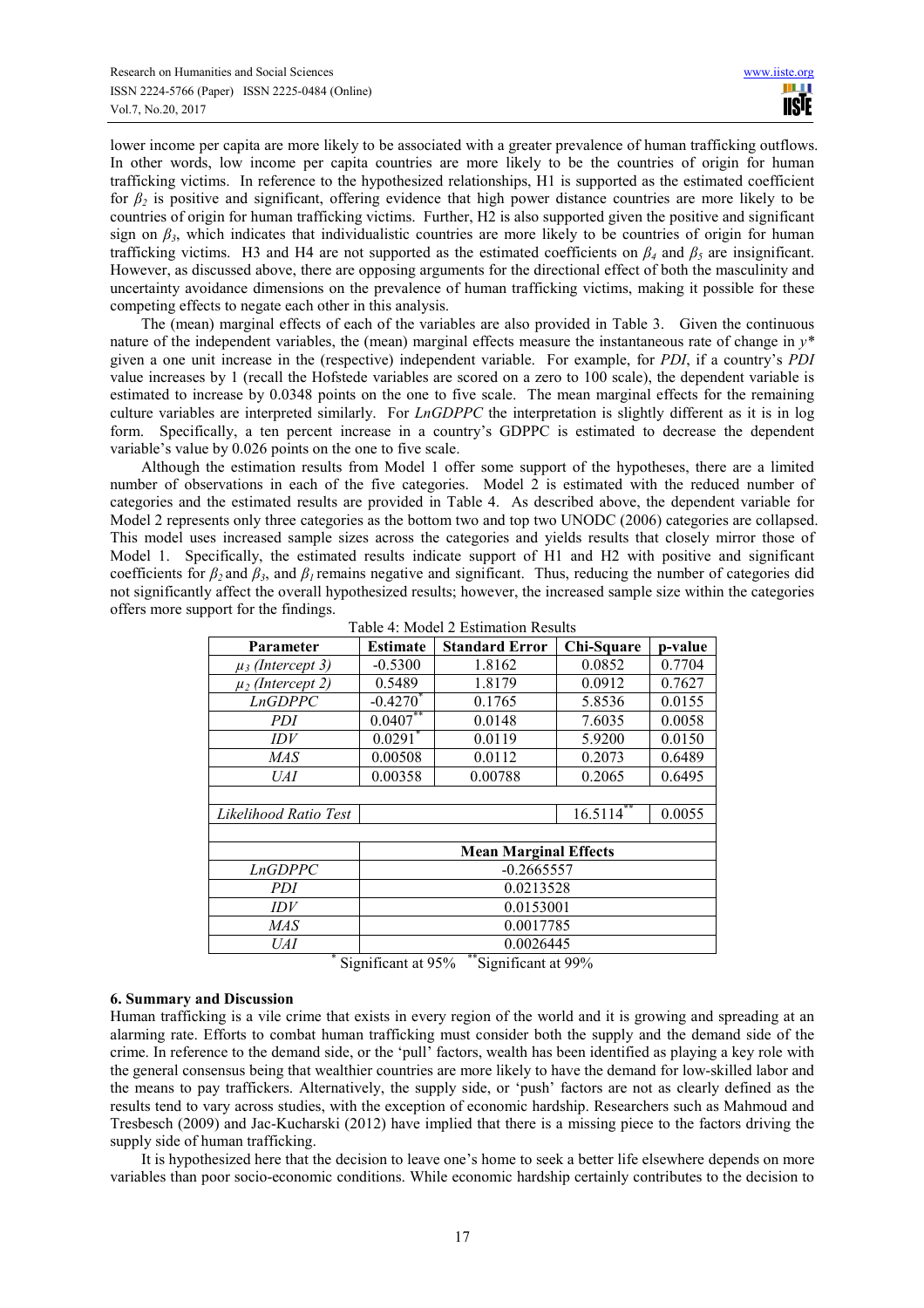lower income per capita are more likely to be associated with a greater prevalence of human trafficking outflows. In other words, low income per capita countries are more likely to be the countries of origin for human trafficking victims. In reference to the hypothesized relationships, H1 is supported as the estimated coefficient for $\beta_2$ is positive and significant, offering evidence that high power distance countries are more likely to be countries of origin for human trafficking victims. Further, H2 is also supported given the positive and significant sign on $\beta_3$, which indicates that individualistic countries are more likely to be countries of origin for human trafficking victims. H3 and H4 are not supported as the estimated coefficients on $\beta_4$ and $\beta_5$ are insignificant. However, as discussed above, there are opposing arguments for the directional effect of both the masculinity and uncertainty avoidance dimensions on the prevalence of human trafficking victims, making it possible for these competing effects to negate each other in this analysis.

The (mean) marginal effects of each of the variables are also provided in Table 3. Given the continuous nature of the independent variables, the (mean) marginal effects measure the instantaneous rate of change in $y^*$ given a one unit increase in the (respective) independent variable. For example, for *PDI*, if a country's *PDI* value increases by 1 (recall the Hofstede variables are scored on a zero to 100 scale), the dependent variable is estimated to increase by 0.0348 points on the one to five scale. The mean marginal effects for the remaining culture variables are interpreted similarly. For *LnGDPPC* the interpretation is slightly different as it is in log form. Specifically, a ten percent increase in a country's GDPPC is estimated to decrease the dependent variable's value by 0.026 points on the one to five scale.

Although the estimation results from Model 1 offer some support of the hypotheses, there are a limited number of observations in each of the five categories. Model 2 is estimated with the reduced number of categories and the estimated results are provided in Table 4. As described above, the dependent variable for Model 2 represents only three categories as the bottom two and top two UNODC (2006) categories are collapsed. This model uses increased sample sizes across the categories and yields results that closely mirror those of Model 1. Specifically, the estimated results indicate support of H1 and H2 with positive and significant coefficients for $\beta_2$ and $\beta_3$, and $\beta_1$ remains negative and significant. Thus, reducing the number of categories did not significantly affect the overall hypothesized results; however, the increased sample size within the categories offers more support for the findings.

Table 4: Model 2 Estimation Results

| Parameter | Estimate | Standard Error | Chi-Square | p-value |
|---|---|---|---|---|
| $\mu_3$ (Intercept 3) | -0.5300 | 1.8162 | 0.0852 | 0.7704 |
| $\mu_2$ (Intercept 2) | 0.5489 | 1.8179 | 0.0912 | 0.7627 |
| *LnGDPPC* | -0.4270* | 0.1765 | 5.8536 | 0.0155 |
| *PDI* | 0.0407** | 0.0148 | 7.6035 | 0.0058 |
| *IDV* | 0.0291* | 0.0119 | 5.9200 | 0.0150 |
| *MAS* | 0.00508 | 0.0112 | 0.2073 | 0.6489 |
| *UAI* | 0.00358 | 0.00788 | 0.2065 | 0.6495 |
| | | | | |
| *Likelihood Ratio Test* | | | 16.5114** | 0.0055 |
| | | | | |
| | **Mean Marginal Effects** | | | |
| *LnGDPPC* | -0.2665557 | | | |
| *PDI* | 0.0213528 | | | |
| *IDV* | 0.0153001 | | | |
| *MAS* | 0.0017785 | | | |
| *UAI* | 0.0026445 | | | |

\* Significant at 95% \*\*Significant at 99%

## 6. Summary and Discussion

Human trafficking is a vile crime that exists in every region of the world and it is growing and spreading at an alarming rate. Efforts to combat human trafficking must consider both the supply and the demand side of the crime. In reference to the demand side, or the 'pull' factors, wealth has been identified as playing a key role with the general consensus being that wealthier countries are more likely to have the demand for low-skilled labor and the means to pay traffickers. Alternatively, the supply side, or 'push' factors are not as clearly defined as the results tend to vary across studies, with the exception of economic hardship. Researchers such as Mahmoud and Tresbesch (2009) and Jac-Kucharski (2012) have implied that there is a missing piece to the factors driving the supply side of human trafficking.

It is hypothesized here that the decision to leave one's home to seek a better life elsewhere depends on more variables than poor socio-economic conditions. While economic hardship certainly contributes to the decision to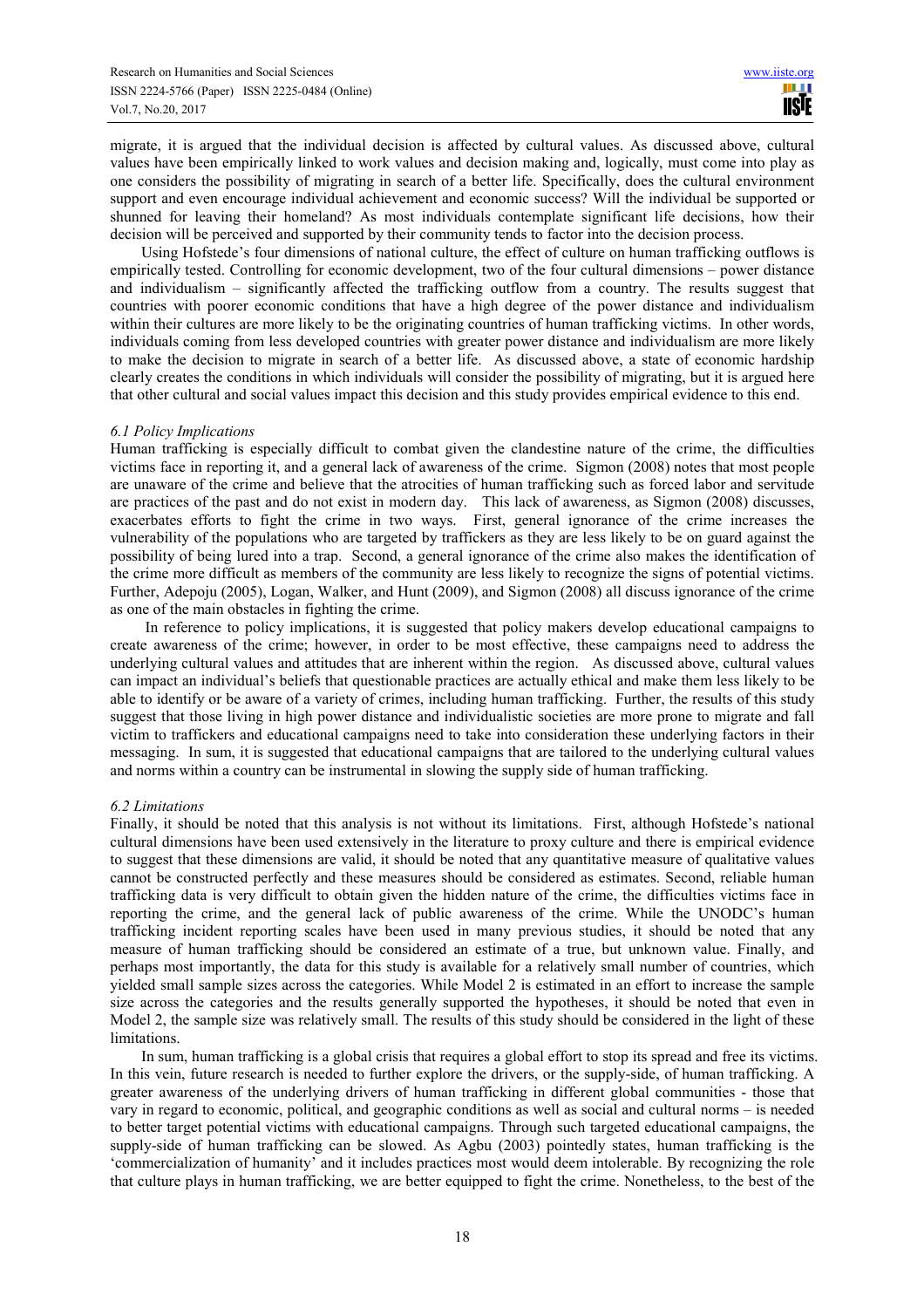migrate, it is argued that the individual decision is affected by cultural values. As discussed above, cultural values have been empirically linked to work values and decision making and, logically, must come into play as one considers the possibility of migrating in search of a better life. Specifically, does the cultural environment support and even encourage individual achievement and economic success? Will the individual be supported or shunned for leaving their homeland? As most individuals contemplate significant life decisions, how their decision will be perceived and supported by their community tends to factor into the decision process.

Using Hofstede's four dimensions of national culture, the effect of culture on human trafficking outflows is empirically tested. Controlling for economic development, two of the four cultural dimensions – power distance and individualism – significantly affected the trafficking outflow from a country. The results suggest that countries with poorer economic conditions that have a high degree of the power distance and individualism within their cultures are more likely to be the originating countries of human trafficking victims. In other words, individuals coming from less developed countries with greater power distance and individualism are more likely to make the decision to migrate in search of a better life. As discussed above, a state of economic hardship clearly creates the conditions in which individuals will consider the possibility of migrating, but it is argued here that other cultural and social values impact this decision and this study provides empirical evidence to this end.

### *6.1 Policy Implications*

Human trafficking is especially difficult to combat given the clandestine nature of the crime, the difficulties victims face in reporting it, and a general lack of awareness of the crime. Sigmon (2008) notes that most people are unaware of the crime and believe that the atrocities of human trafficking such as forced labor and servitude are practices of the past and do not exist in modern day. This lack of awareness, as Sigmon (2008) discusses, exacerbates efforts to fight the crime in two ways. First, general ignorance of the crime increases the vulnerability of the populations who are targeted by traffickers as they are less likely to be on guard against the possibility of being lured into a trap. Second, a general ignorance of the crime also makes the identification of the crime more difficult as members of the community are less likely to recognize the signs of potential victims. Further, Adepoju (2005), Logan, Walker, and Hunt (2009), and Sigmon (2008) all discuss ignorance of the crime as one of the main obstacles in fighting the crime.

In reference to policy implications, it is suggested that policy makers develop educational campaigns to create awareness of the crime; however, in order to be most effective, these campaigns need to address the underlying cultural values and attitudes that are inherent within the region. As discussed above, cultural values can impact an individual's beliefs that questionable practices are actually ethical and make them less likely to be able to identify or be aware of a variety of crimes, including human trafficking. Further, the results of this study suggest that those living in high power distance and individualistic societies are more prone to migrate and fall victim to traffickers and educational campaigns need to take into consideration these underlying factors in their messaging. In sum, it is suggested that educational campaigns that are tailored to the underlying cultural values and norms within a country can be instrumental in slowing the supply side of human trafficking.

### *6.2 Limitations*

Finally, it should be noted that this analysis is not without its limitations. First, although Hofstede's national cultural dimensions have been used extensively in the literature to proxy culture and there is empirical evidence to suggest that these dimensions are valid, it should be noted that any quantitative measure of qualitative values cannot be constructed perfectly and these measures should be considered as estimates. Second, reliable human trafficking data is very difficult to obtain given the hidden nature of the crime, the difficulties victims face in reporting the crime, and the general lack of public awareness of the crime. While the UNODC's human trafficking incident reporting scales have been used in many previous studies, it should be noted that any measure of human trafficking should be considered an estimate of a true, but unknown value. Finally, and perhaps most importantly, the data for this study is available for a relatively small number of countries, which yielded small sample sizes across the categories. While Model 2 is estimated in an effort to increase the sample size across the categories and the results generally supported the hypotheses, it should be noted that even in Model 2, the sample size was relatively small. The results of this study should be considered in the light of these limitations.

In sum, human trafficking is a global crisis that requires a global effort to stop its spread and free its victims. In this vein, future research is needed to further explore the drivers, or the supply-side, of human trafficking. A greater awareness of the underlying drivers of human trafficking in different global communities - those that vary in regard to economic, political, and geographic conditions as well as social and cultural norms – is needed to better target potential victims with educational campaigns. Through such targeted educational campaigns, the supply-side of human trafficking can be slowed. As Agbu (2003) pointedly states, human trafficking is the 'commercialization of humanity' and it includes practices most would deem intolerable. By recognizing the role that culture plays in human trafficking, we are better equipped to fight the crime. Nonetheless, to the best of the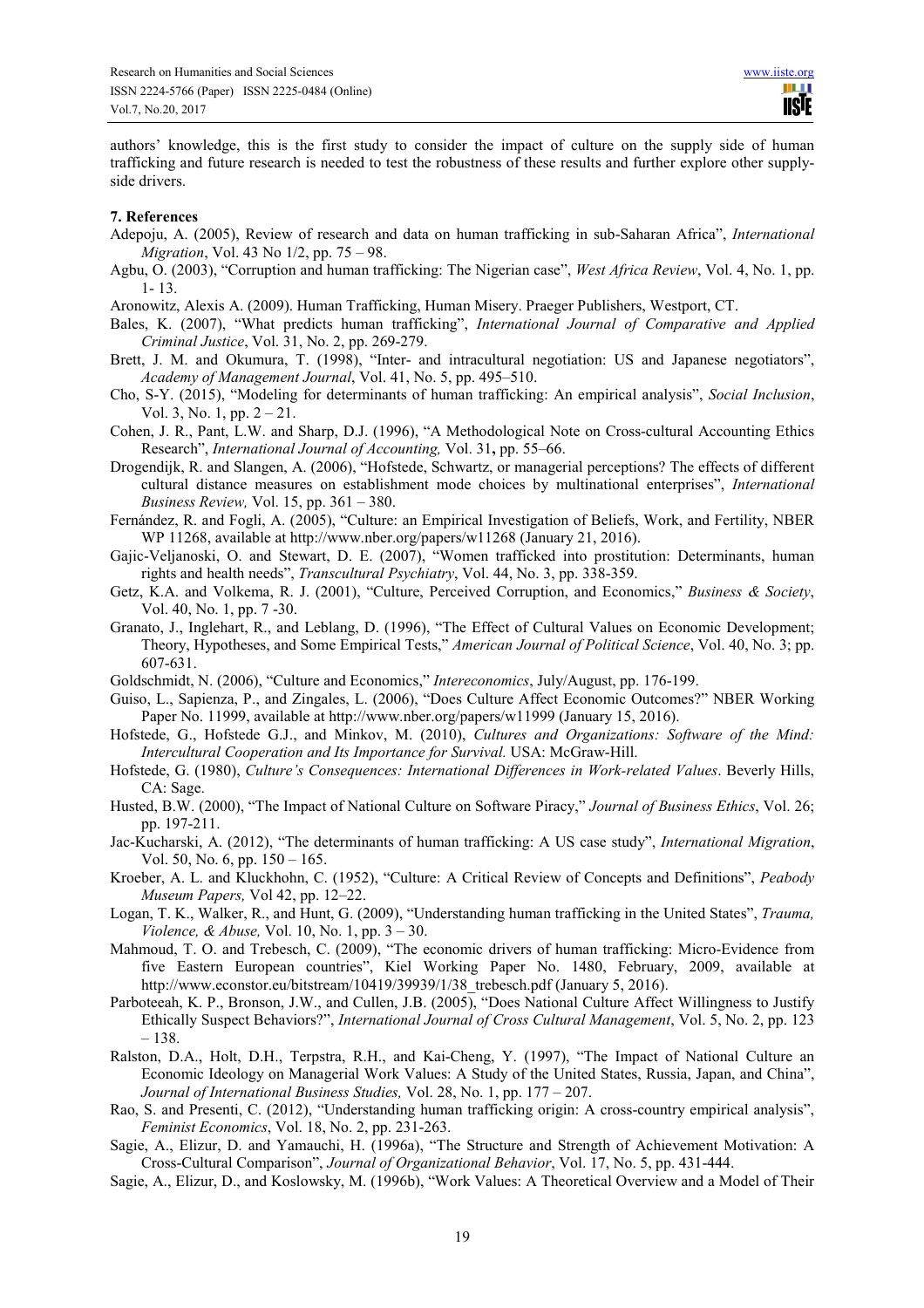authors' knowledge, this is the first study to consider the impact of culture on the supply side of human trafficking and future research is needed to test the robustness of these results and further explore other supply-side drivers.

**7. References**

Adepoju, A. (2005), Review of research and data on human trafficking in sub-Saharan Africa", *International Migration*, Vol. 43 No 1/2, pp. 75 – 98.

Agbu, O. (2003), "Corruption and human trafficking: The Nigerian case", *West Africa Review*, Vol. 4, No. 1, pp. 1- 13.

Aronowitz, Alexis A. (2009). Human Trafficking, Human Misery. Praeger Publishers, Westport, CT.

Bales, K. (2007), "What predicts human trafficking", *International Journal of Comparative and Applied Criminal Justice*, Vol. 31, No. 2, pp. 269-279.

Brett, J. M. and Okumura, T. (1998), "Inter- and intracultural negotiation: US and Japanese negotiators", *Academy of Management Journal*, Vol. 41, No. 5, pp. 495–510.

Cho, S-Y. (2015), "Modeling for determinants of human trafficking: An empirical analysis", *Social Inclusion*, Vol. 3, No. 1, pp. 2 – 21.

Cohen, J. R., Pant, L.W. and Sharp, D.J. (1996), "A Methodological Note on Cross-cultural Accounting Ethics Research", *International Journal of Accounting,* Vol. 31**,** pp. 55–66.

Drogendijk, R. and Slangen, A. (2006), "Hofstede, Schwartz, or managerial perceptions? The effects of different cultural distance measures on establishment mode choices by multinational enterprises", *International Business Review,* Vol. 15, pp. 361 – 380.

Fernández, R. and Fogli, A. (2005), "Culture: an Empirical Investigation of Beliefs, Work, and Fertility, NBER WP 11268, available at http://www.nber.org/papers/w11268 (January 21, 2016).

Gajic-Veljanoski, O. and Stewart, D. E. (2007), "Women trafficked into prostitution: Determinants, human rights and health needs", *Transcultural Psychiatry*, Vol. 44, No. 3, pp. 338-359.

Getz, K.A. and Volkema, R. J. (2001), "Culture, Perceived Corruption, and Economics," *Business & Society*, Vol. 40, No. 1, pp. 7 -30.

Granato, J., Inglehart, R., and Leblang, D. (1996), "The Effect of Cultural Values on Economic Development; Theory, Hypotheses, and Some Empirical Tests," *American Journal of Political Science*, Vol. 40, No. 3; pp. 607-631.

Goldschmidt, N. (2006), "Culture and Economics," *Intereconomics*, July/August, pp. 176-199.

Guiso, L., Sapienza, P., and Zingales, L. (2006), "Does Culture Affect Economic Outcomes?" NBER Working Paper No. 11999, available at http://www.nber.org/papers/w11999 (January 15, 2016).

Hofstede, G., Hofstede G.J., and Minkov, M. (2010), *Cultures and Organizations: Software of the Mind: Intercultural Cooperation and Its Importance for Survival.* USA: McGraw-Hill.

Hofstede, G. (1980), *Culture's Consequences: International Differences in Work-related Values*. Beverly Hills, CA: Sage.

Husted, B.W. (2000), "The Impact of National Culture on Software Piracy," *Journal of Business Ethics*, Vol. 26; pp. 197-211.

Jac-Kucharski, A. (2012), "The determinants of human trafficking: A US case study", *International Migration*, Vol. 50, No. 6, pp. 150 – 165.

Kroeber, A. L. and Kluckhohn, C. (1952), "Culture: A Critical Review of Concepts and Definitions", *Peabody Museum Papers,* Vol 42, pp. 12–22.

Logan, T. K., Walker, R., and Hunt, G. (2009), "Understanding human trafficking in the United States", *Trauma, Violence, & Abuse,* Vol. 10, No. 1, pp. 3 – 30.

Mahmoud, T. O. and Trebesch, C. (2009), "The economic drivers of human trafficking: Micro-Evidence from five Eastern European countries", Kiel Working Paper No. 1480, February, 2009, available at http://www.econstor.eu/bitstream/10419/39939/1/38_trebesch.pdf (January 5, 2016).

Parboteeah, K. P., Bronson, J.W., and Cullen, J.B. (2005), "Does National Culture Affect Willingness to Justify Ethically Suspect Behaviors?", *International Journal of Cross Cultural Management*, Vol. 5, No. 2, pp. 123 – 138.

Ralston, D.A., Holt, D.H., Terpstra, R.H., and Kai-Cheng, Y. (1997), "The Impact of National Culture an Economic Ideology on Managerial Work Values: A Study of the United States, Russia, Japan, and China", *Journal of International Business Studies,* Vol. 28, No. 1, pp. 177 – 207.

Rao, S. and Presenti, C. (2012), "Understanding human trafficking origin: A cross-country empirical analysis", *Feminist Economics*, Vol. 18, No. 2, pp. 231-263.

Sagie, A., Elizur, D. and Yamauchi, H. (1996a), "The Structure and Strength of Achievement Motivation: A Cross-Cultural Comparison", *Journal of Organizational Behavior*, Vol. 17, No. 5, pp. 431-444.

Sagie, A., Elizur, D., and Koslowsky, M. (1996b), "Work Values: A Theoretical Overview and a Model of Their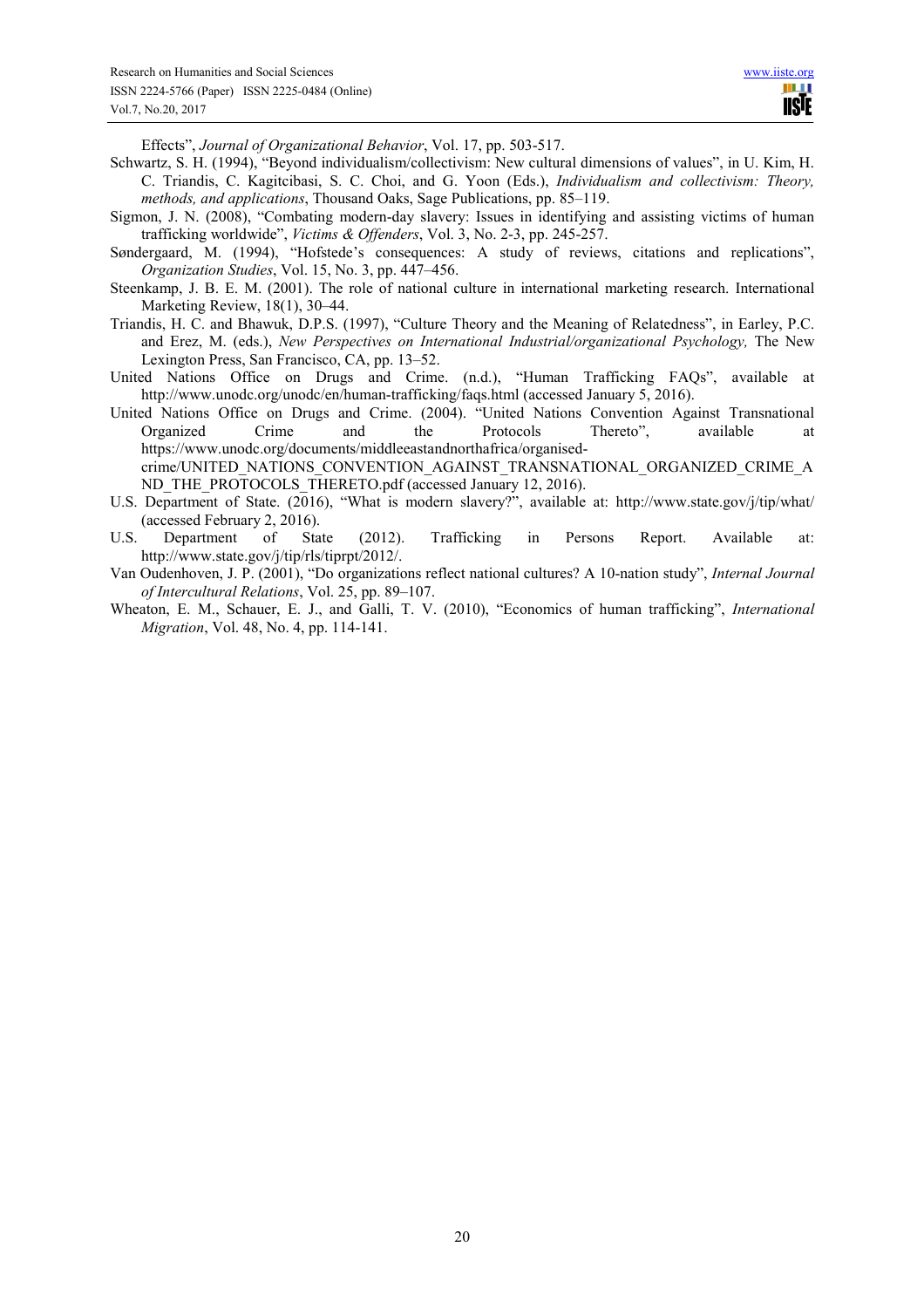Effects", *Journal of Organizational Behavior*, Vol. 17, pp. 503-517.

Schwartz, S. H. (1994), "Beyond individualism/collectivism: New cultural dimensions of values", in U. Kim, H. C. Triandis, C. Kagitcibasi, S. C. Choi, and G. Yoon (Eds.), *Individualism and collectivism: Theory, methods, and applications*, Thousand Oaks, Sage Publications, pp. 85–119.

Sigmon, J. N. (2008), "Combating modern-day slavery: Issues in identifying and assisting victims of human trafficking worldwide", *Victims & Offenders*, Vol. 3, No. 2-3, pp. 245-257.

Søndergaard, M. (1994), "Hofstede's consequences: A study of reviews, citations and replications", *Organization Studies*, Vol. 15, No. 3, pp. 447–456.

Steenkamp, J. B. E. M. (2001). The role of national culture in international marketing research. International Marketing Review, 18(1), 30–44.

Triandis, H. C. and Bhawuk, D.P.S. (1997), "Culture Theory and the Meaning of Relatedness", in Earley, P.C. and Erez, M. (eds.), *New Perspectives on International Industrial/organizational Psychology,* The New Lexington Press, San Francisco, CA, pp. 13–52.

United Nations Office on Drugs and Crime. (n.d.), "Human Trafficking FAQs", available at http://www.unodc.org/unodc/en/human-trafficking/faqs.html (accessed January 5, 2016).

United Nations Office on Drugs and Crime. (2004). "United Nations Convention Against Transnational Organized Crime and the Protocols Thereto", available at https://www.unodc.org/documents/middleeastandnorthafrica/organised-crime/UNITED_NATIONS_CONVENTION_AGAINST_TRANSNATIONAL_ORGANIZED_CRIME_AND_THE_PROTOCOLS_THERETO.pdf (accessed January 12, 2016).

U.S. Department of State. (2016), "What is modern slavery?", available at: http://www.state.gov/j/tip/what/ (accessed February 2, 2016).

U.S. Department of State (2012). Trafficking in Persons Report. Available at: http://www.state.gov/j/tip/rls/tiprpt/2012/.

Van Oudenhoven, J. P. (2001), "Do organizations reflect national cultures? A 10-nation study", *Internal Journal of Intercultural Relations*, Vol. 25, pp. 89–107.

Wheaton, E. M., Schauer, E. J., and Galli, T. V. (2010), "Economics of human trafficking", *International Migration*, Vol. 48, No. 4, pp. 114-141.